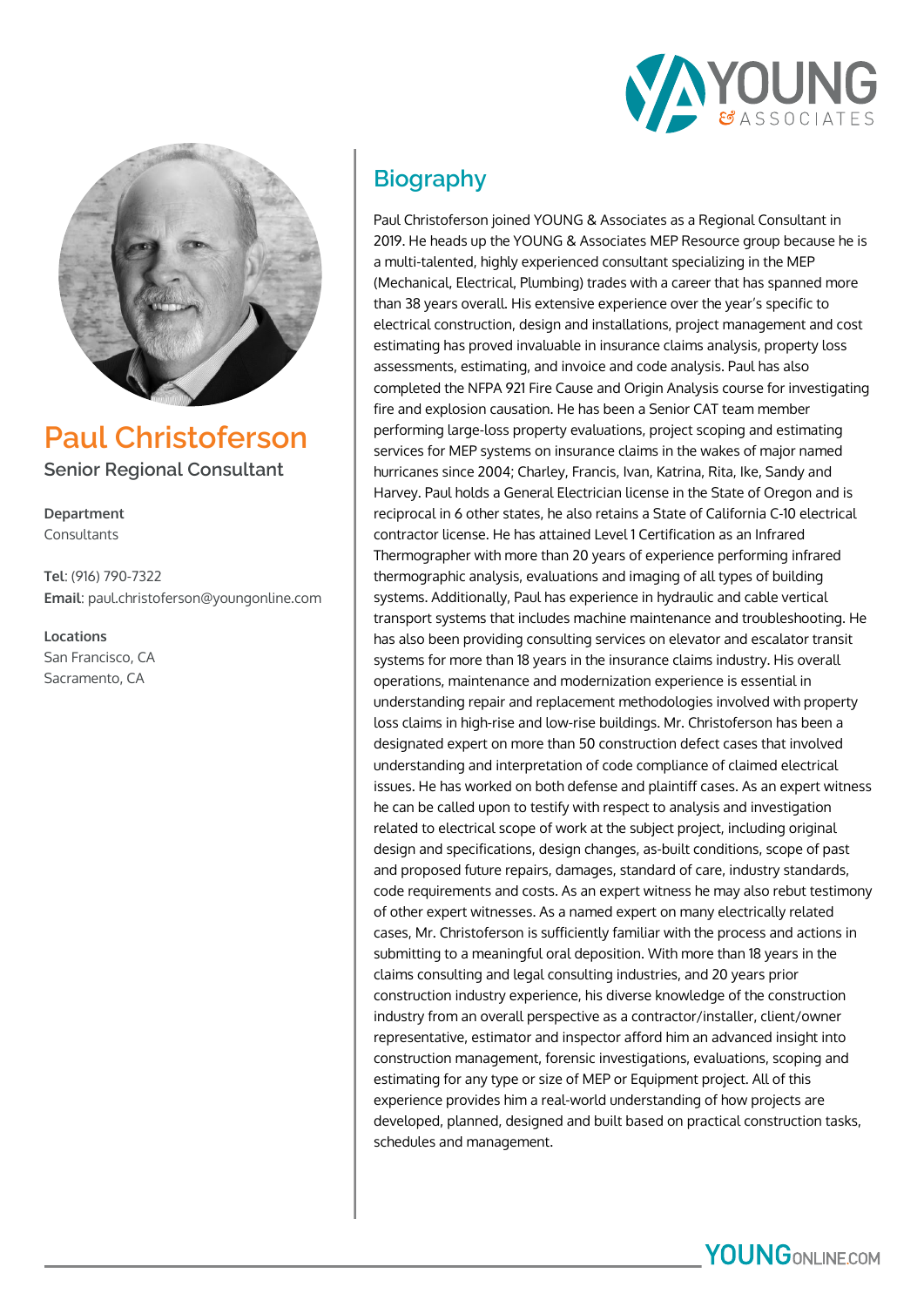# Paul Christoferson

**Senior Regional Consultant**

**Department**
Consultants

**Tel**: (916) 790-7322
**Email**: paul.christoferson@youngonline.com

**Locations**
San Francisco, CA
Sacramento, CA

## Biography

Paul Christoferson joined YOUNG & Associates as a Regional Consultant in 2019. He heads up the YOUNG & Associates MEP Resource group because he is a multi-talented, highly experienced consultant specializing in the MEP (Mechanical, Electrical, Plumbing) trades with a career that has spanned more than 38 years overall. His extensive experience over the year's specific to electrical construction, design and installations, project management and cost estimating has proved invaluable in insurance claims analysis, property loss assessments, estimating, and invoice and code analysis. Paul has also completed the NFPA 921 Fire Cause and Origin Analysis course for investigating fire and explosion causation. He has been a Senior CAT team member performing large-loss property evaluations, project scoping and estimating services for MEP systems on insurance claims in the wakes of major named hurricanes since 2004; Charley, Francis, Ivan, Katrina, Rita, Ike, Sandy and Harvey. Paul holds a General Electrician license in the State of Oregon and is reciprocal in 6 other states, he also retains a State of California C-10 electrical contractor license. He has attained Level 1 Certification as an Infrared Thermographer with more than 20 years of experience performing infrared thermographic analysis, evaluations and imaging of all types of building systems. Additionally, Paul has experience in hydraulic and cable vertical transport systems that includes machine maintenance and troubleshooting. He has also been providing consulting services on elevator and escalator transit systems for more than 18 years in the insurance claims industry. His overall operations, maintenance and modernization experience is essential in understanding repair and replacement methodologies involved with property loss claims in high-rise and low-rise buildings. Mr. Christoferson has been a designated expert on more than 50 construction defect cases that involved understanding and interpretation of code compliance of claimed electrical issues. He has worked on both defense and plaintiff cases. As an expert witness he can be called upon to testify with respect to analysis and investigation related to electrical scope of work at the subject project, including original design and specifications, design changes, as-built conditions, scope of past and proposed future repairs, damages, standard of care, industry standards, code requirements and costs. As an expert witness he may also rebut testimony of other expert witnesses. As a named expert on many electrically related cases, Mr. Christoferson is sufficiently familiar with the process and actions in submitting to a meaningful oral deposition. With more than 18 years in the claims consulting and legal consulting industries, and 20 years prior construction industry experience, his diverse knowledge of the construction industry from an overall perspective as a contractor/installer, client/owner representative, estimator and inspector afford him an advanced insight into construction management, forensic investigations, evaluations, scoping and estimating for any type or size of MEP or Equipment project. All of this experience provides him a real-world understanding of how projects are developed, planned, designed and built based on practical construction tasks, schedules and management.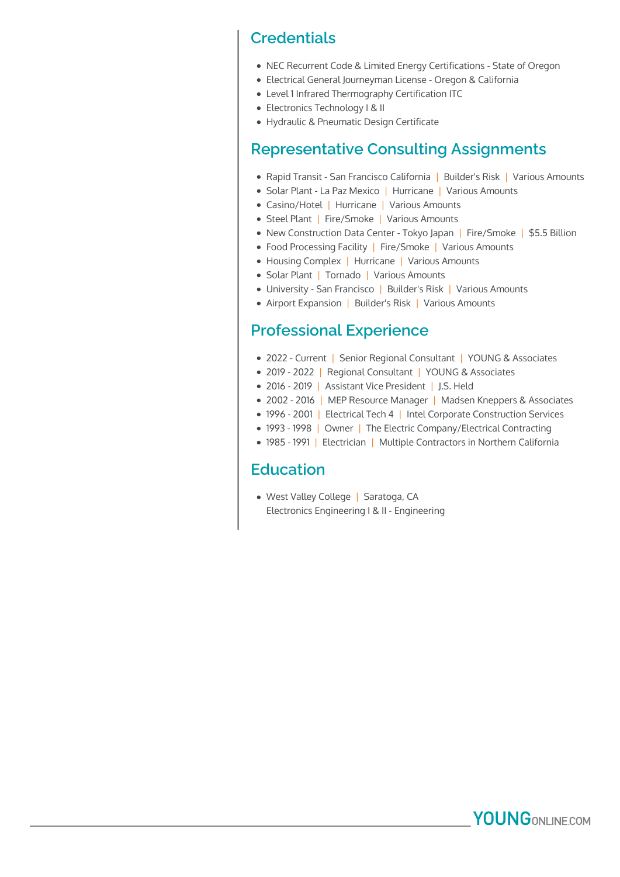## Credentials

- NEC Recurrent Code & Limited Energy Certifications - State of Oregon
- Electrical General Journeyman License - Oregon & California
- Level 1 Infrared Thermography Certification ITC
- Electronics Technology I & II
- Hydraulic & Pneumatic Design Certificate

## Representative Consulting Assignments

- Rapid Transit - San Francisco California | Builder's Risk | Various Amounts
- Solar Plant - La Paz Mexico | Hurricane | Various Amounts
- Casino/Hotel | Hurricane | Various Amounts
- Steel Plant | Fire/Smoke | Various Amounts
- New Construction Data Center - Tokyo Japan | Fire/Smoke | $5.5 Billion
- Food Processing Facility | Fire/Smoke | Various Amounts
- Housing Complex | Hurricane | Various Amounts
- Solar Plant | Tornado | Various Amounts
- University - San Francisco | Builder's Risk | Various Amounts
- Airport Expansion | Builder's Risk | Various Amounts

## Professional Experience

- 2022 - Current | Senior Regional Consultant | YOUNG & Associates
- 2019 - 2022 | Regional Consultant | YOUNG & Associates
- 2016 - 2019 | Assistant Vice President | J.S. Held
- 2002 - 2016 | MEP Resource Manager | Madsen Kneppers & Associates
- 1996 - 2001 | Electrical Tech 4 | Intel Corporate Construction Services
- 1993 - 1998 | Owner | The Electric Company/Electrical Contracting
- 1985 - 1991 | Electrician | Multiple Contractors in Northern California

## Education

- West Valley College | Saratoga, CA
  Electronics Engineering I & II - Engineering